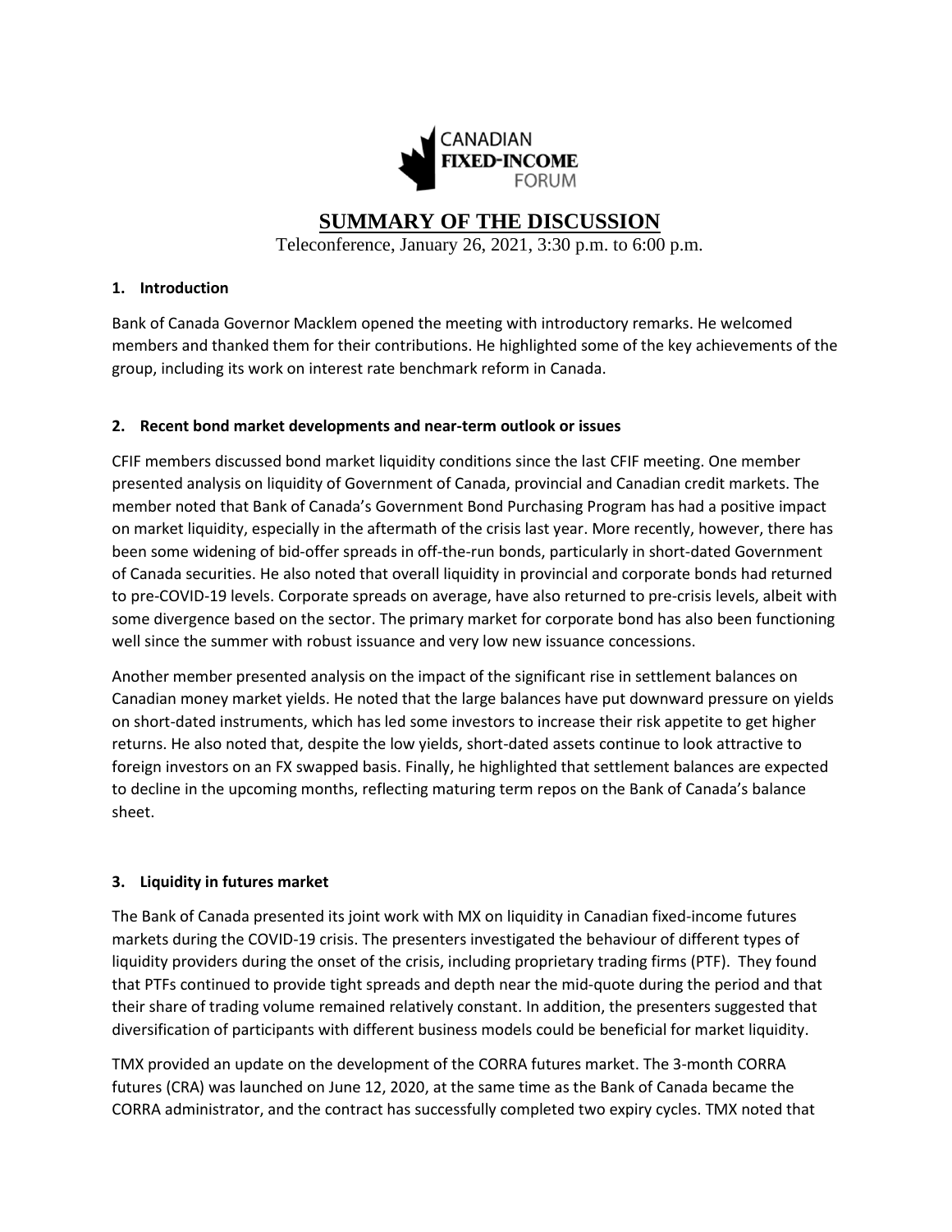CANADIAN
**FIXED-INCOME**
FORUM

# SUMMARY OF THE DISCUSSION

Teleconference, January 26, 2021, 3:30 p.m. to 6:00 p.m.

## 1. Introduction

Bank of Canada Governor Macklem opened the meeting with introductory remarks. He welcomed members and thanked them for their contributions. He highlighted some of the key achievements of the group, including its work on interest rate benchmark reform in Canada.

## 2. Recent bond market developments and near-term outlook or issues

CFIF members discussed bond market liquidity conditions since the last CFIF meeting. One member presented analysis on liquidity of Government of Canada, provincial and Canadian credit markets. The member noted that Bank of Canada's Government Bond Purchasing Program has had a positive impact on market liquidity, especially in the aftermath of the crisis last year. More recently, however, there has been some widening of bid-offer spreads in off-the-run bonds, particularly in short-dated Government of Canada securities. He also noted that overall liquidity in provincial and corporate bonds had returned to pre-COVID-19 levels. Corporate spreads on average, have also returned to pre-crisis levels, albeit with some divergence based on the sector. The primary market for corporate bond has also been functioning well since the summer with robust issuance and very low new issuance concessions.

Another member presented analysis on the impact of the significant rise in settlement balances on Canadian money market yields. He noted that the large balances have put downward pressure on yields on short-dated instruments, which has led some investors to increase their risk appetite to get higher returns. He also noted that, despite the low yields, short-dated assets continue to look attractive to foreign investors on an FX swapped basis. Finally, he highlighted that settlement balances are expected to decline in the upcoming months, reflecting maturing term repos on the Bank of Canada's balance sheet.

## 3. Liquidity in futures market

The Bank of Canada presented its joint work with MX on liquidity in Canadian fixed-income futures markets during the COVID-19 crisis. The presenters investigated the behaviour of different types of liquidity providers during the onset of the crisis, including proprietary trading firms (PTF). They found that PTFs continued to provide tight spreads and depth near the mid-quote during the period and that their share of trading volume remained relatively constant. In addition, the presenters suggested that diversification of participants with different business models could be beneficial for market liquidity.

TMX provided an update on the development of the CORRA futures market. The 3-month CORRA futures (CRA) was launched on June 12, 2020, at the same time as the Bank of Canada became the CORRA administrator, and the contract has successfully completed two expiry cycles. TMX noted that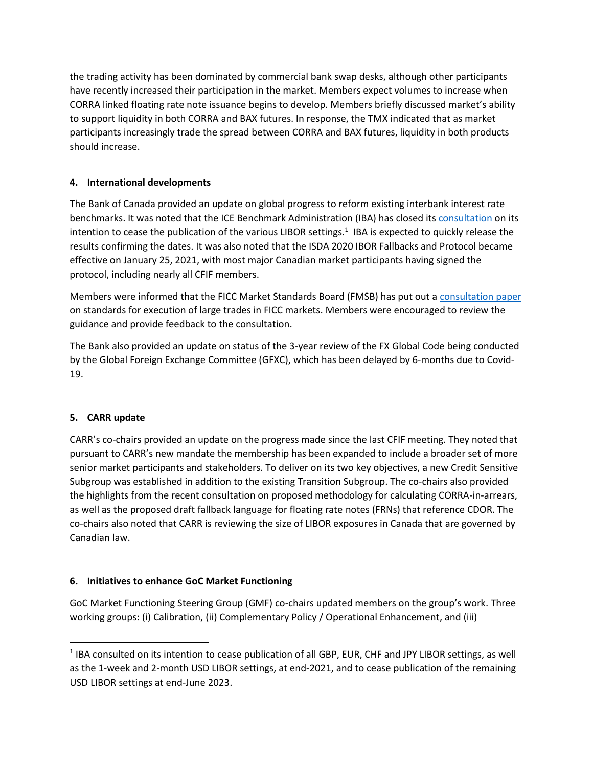the trading activity has been dominated by commercial bank swap desks, although other participants have recently increased their participation in the market. Members expect volumes to increase when CORRA linked floating rate note issuance begins to develop. Members briefly discussed market's ability to support liquidity in both CORRA and BAX futures. In response, the TMX indicated that as market participants increasingly trade the spread between CORRA and BAX futures, liquidity in both products should increase.

### 4. International developments

The Bank of Canada provided an update on global progress to reform existing interbank interest rate benchmarks. It was noted that the ICE Benchmark Administration (IBA) has closed its consultation on its intention to cease the publication of the various LIBOR settings.[1] IBA is expected to quickly release the results confirming the dates. It was also noted that the ISDA 2020 IBOR Fallbacks and Protocol became effective on January 25, 2021, with most major Canadian market participants having signed the protocol, including nearly all CFIF members.

Members were informed that the FICC Market Standards Board (FMSB) has put out a consultation paper on standards for execution of large trades in FICC markets. Members were encouraged to review the guidance and provide feedback to the consultation.

The Bank also provided an update on status of the 3-year review of the FX Global Code being conducted by the Global Foreign Exchange Committee (GFXC), which has been delayed by 6-months due to Covid-19.

### 5. CARR update

CARR's co-chairs provided an update on the progress made since the last CFIF meeting. They noted that pursuant to CARR's new mandate the membership has been expanded to include a broader set of more senior market participants and stakeholders. To deliver on its two key objectives, a new Credit Sensitive Subgroup was established in addition to the existing Transition Subgroup. The co-chairs also provided the highlights from the recent consultation on proposed methodology for calculating CORRA-in-arrears, as well as the proposed draft fallback language for floating rate notes (FRNs) that reference CDOR. The co-chairs also noted that CARR is reviewing the size of LIBOR exposures in Canada that are governed by Canadian law.

### 6. Initiatives to enhance GoC Market Functioning

GoC Market Functioning Steering Group (GMF) co-chairs updated members on the group's work. Three working groups: (i) Calibration, (ii) Complementary Policy / Operational Enhancement, and (iii)

---

[1] IBA consulted on its intention to cease publication of all GBP, EUR, CHF and JPY LIBOR settings, as well as the 1-week and 2-month USD LIBOR settings, at end-2021, and to cease publication of the remaining USD LIBOR settings at end-June 2023.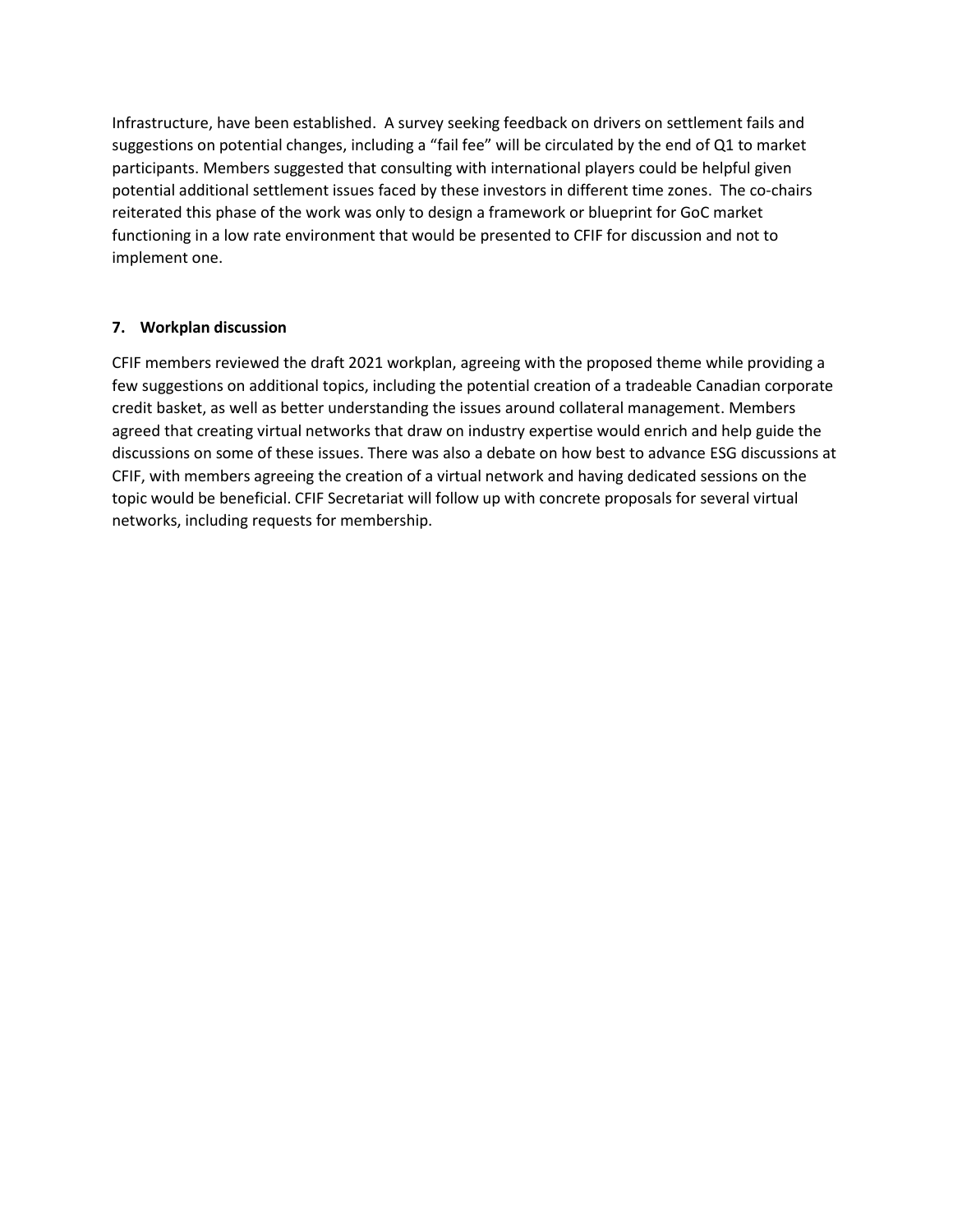Infrastructure, have been established. A survey seeking feedback on drivers on settlement fails and suggestions on potential changes, including a "fail fee" will be circulated by the end of Q1 to market participants. Members suggested that consulting with international players could be helpful given potential additional settlement issues faced by these investors in different time zones. The co-chairs reiterated this phase of the work was only to design a framework or blueprint for GoC market functioning in a low rate environment that would be presented to CFIF for discussion and not to implement one.

### 7. Workplan discussion

CFIF members reviewed the draft 2021 workplan, agreeing with the proposed theme while providing a few suggestions on additional topics, including the potential creation of a tradeable Canadian corporate credit basket, as well as better understanding the issues around collateral management. Members agreed that creating virtual networks that draw on industry expertise would enrich and help guide the discussions on some of these issues. There was also a debate on how best to advance ESG discussions at CFIF, with members agreeing the creation of a virtual network and having dedicated sessions on the topic would be beneficial. CFIF Secretariat will follow up with concrete proposals for several virtual networks, including requests for membership.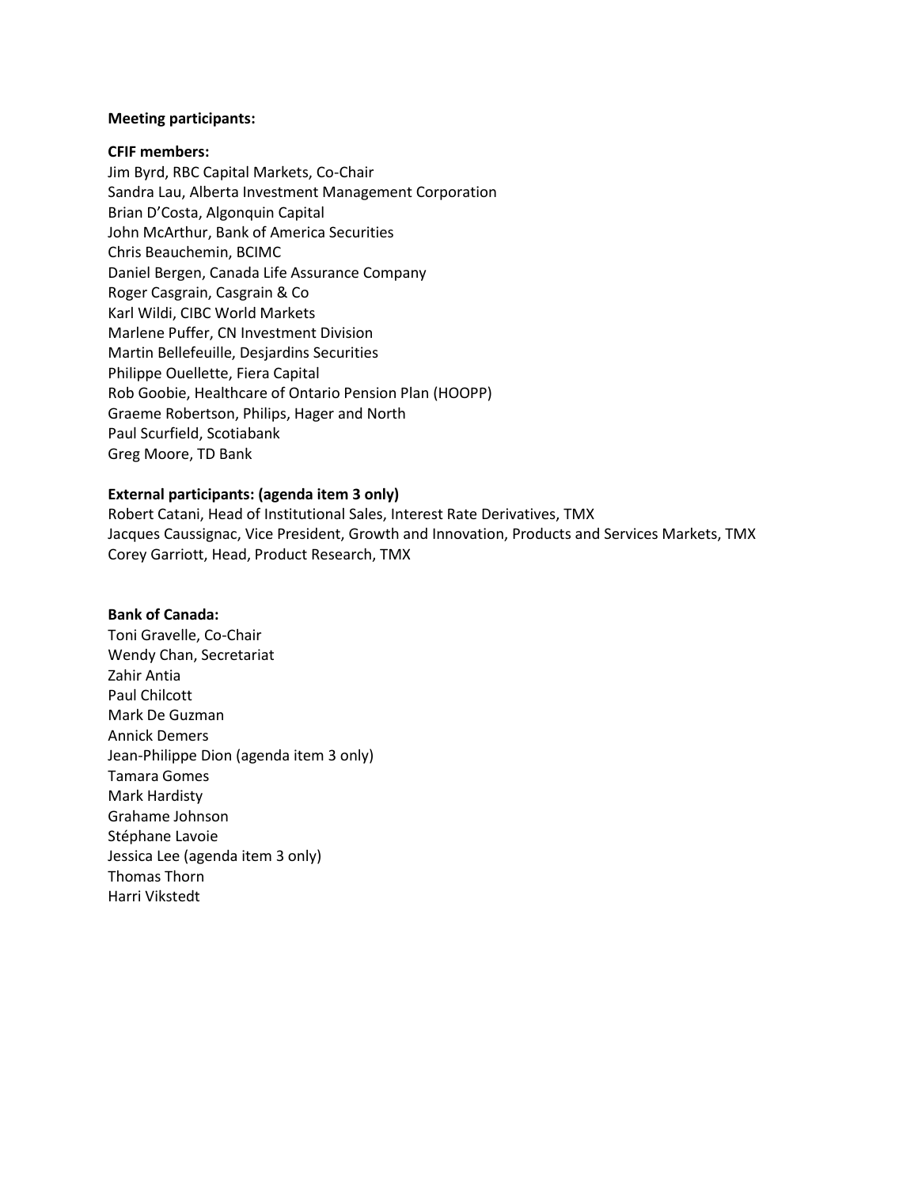**Meeting participants:**

**CFIF members:**

Jim Byrd, RBC Capital Markets, Co-Chair
Sandra Lau, Alberta Investment Management Corporation
Brian D'Costa, Algonquin Capital
John McArthur, Bank of America Securities
Chris Beauchemin, BCIMC
Daniel Bergen, Canada Life Assurance Company
Roger Casgrain, Casgrain & Co
Karl Wildi, CIBC World Markets
Marlene Puffer, CN Investment Division
Martin Bellefeuille, Desjardins Securities
Philippe Ouellette, Fiera Capital
Rob Goobie, Healthcare of Ontario Pension Plan (HOOPP)
Graeme Robertson, Philips, Hager and North
Paul Scurfield, Scotiabank
Greg Moore, TD Bank

**External participants: (agenda item 3 only)**

Robert Catani, Head of Institutional Sales, Interest Rate Derivatives, TMX
Jacques Caussignac, Vice President, Growth and Innovation, Products and Services Markets, TMX
Corey Garriott, Head, Product Research, TMX

**Bank of Canada:**

Toni Gravelle, Co-Chair
Wendy Chan, Secretariat
Zahir Antia
Paul Chilcott
Mark De Guzman
Annick Demers
Jean-Philippe Dion (agenda item 3 only)
Tamara Gomes
Mark Hardisty
Grahame Johnson
Stéphane Lavoie
Jessica Lee (agenda item 3 only)
Thomas Thorn
Harri Vikstedt